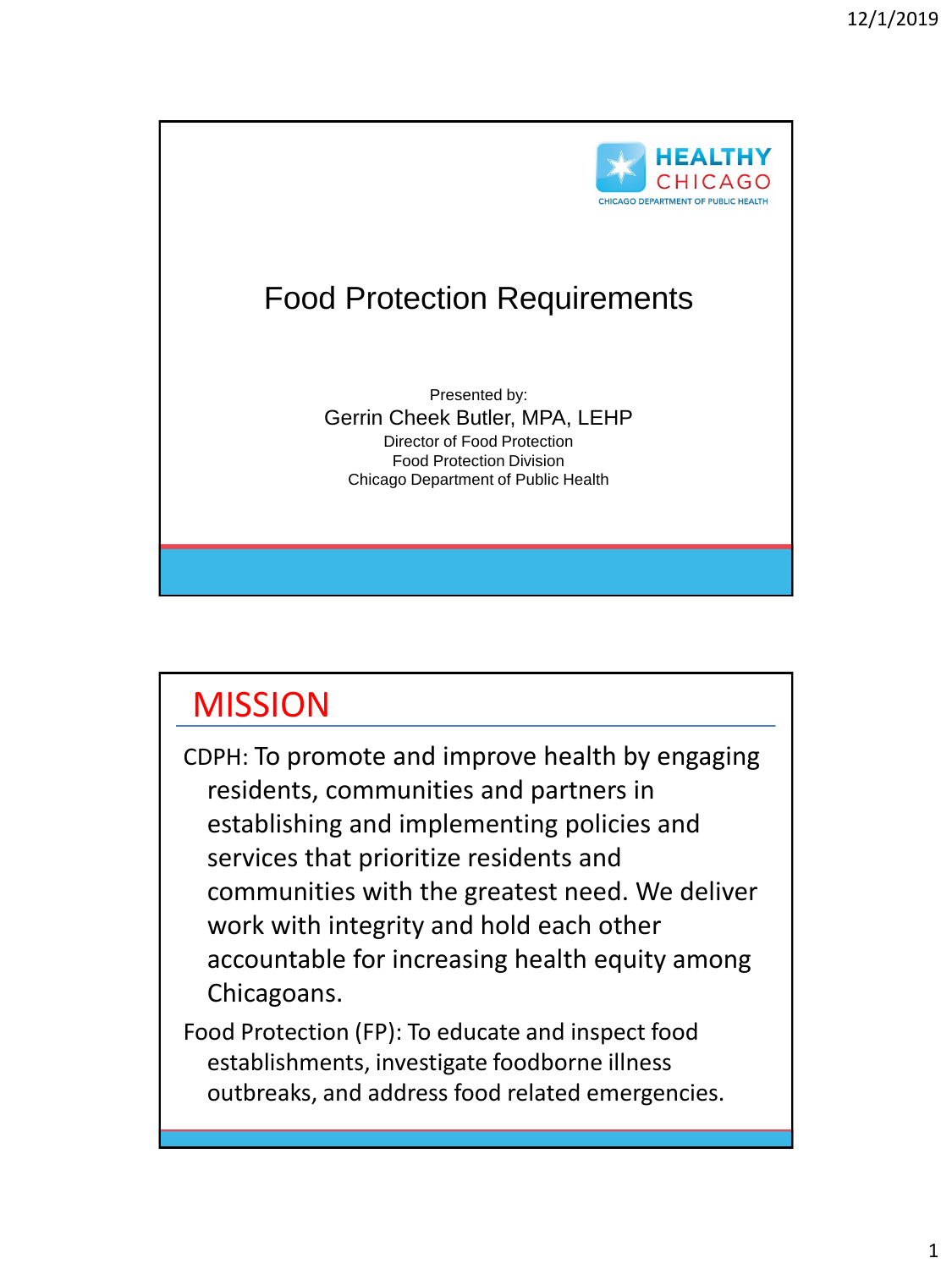HEALTHY CHICAGO
CHICAGO DEPARTMENT OF PUBLIC HEALTH

# Food Protection Requirements

Presented by:

Gerrin Cheek Butler, MPA, LEHP

Director of Food Protection

Food Protection Division

Chicago Department of Public Health

## MISSION

CDPH: To promote and improve health by engaging residents, communities and partners in establishing and implementing policies and services that prioritize residents and communities with the greatest need. We deliver work with integrity and hold each other accountable for increasing health equity among Chicagoans.

Food Protection (FP): To educate and inspect food establishments, investigate foodborne illness outbreaks, and address food related emergencies.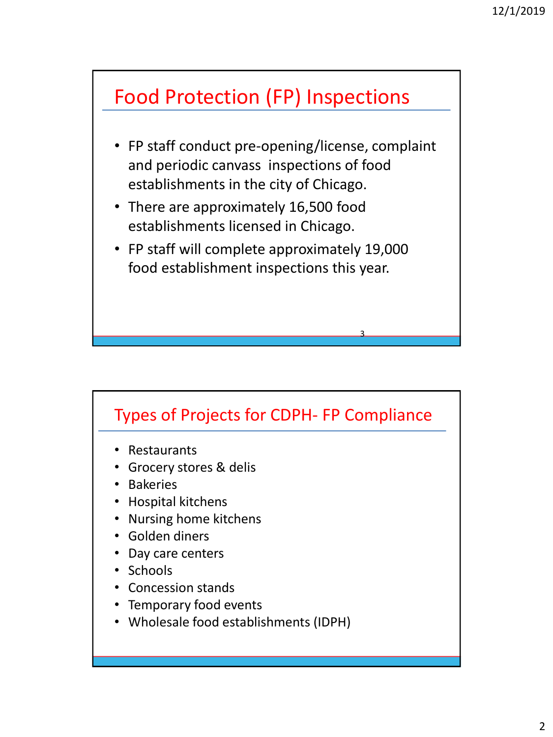## Food Protection (FP) Inspections

- FP staff conduct pre-opening/license, complaint and periodic canvass inspections of food establishments in the city of Chicago.
- There are approximately 16,500 food establishments licensed in Chicago.
- FP staff will complete approximately 19,000 food establishment inspections this year.

## Types of Projects for CDPH- FP Compliance

- Restaurants
- Grocery stores & delis
- Bakeries
- Hospital kitchens
- Nursing home kitchens
- Golden diners
- Day care centers
- Schools
- Concession stands
- Temporary food events
- Wholesale food establishments (IDPH)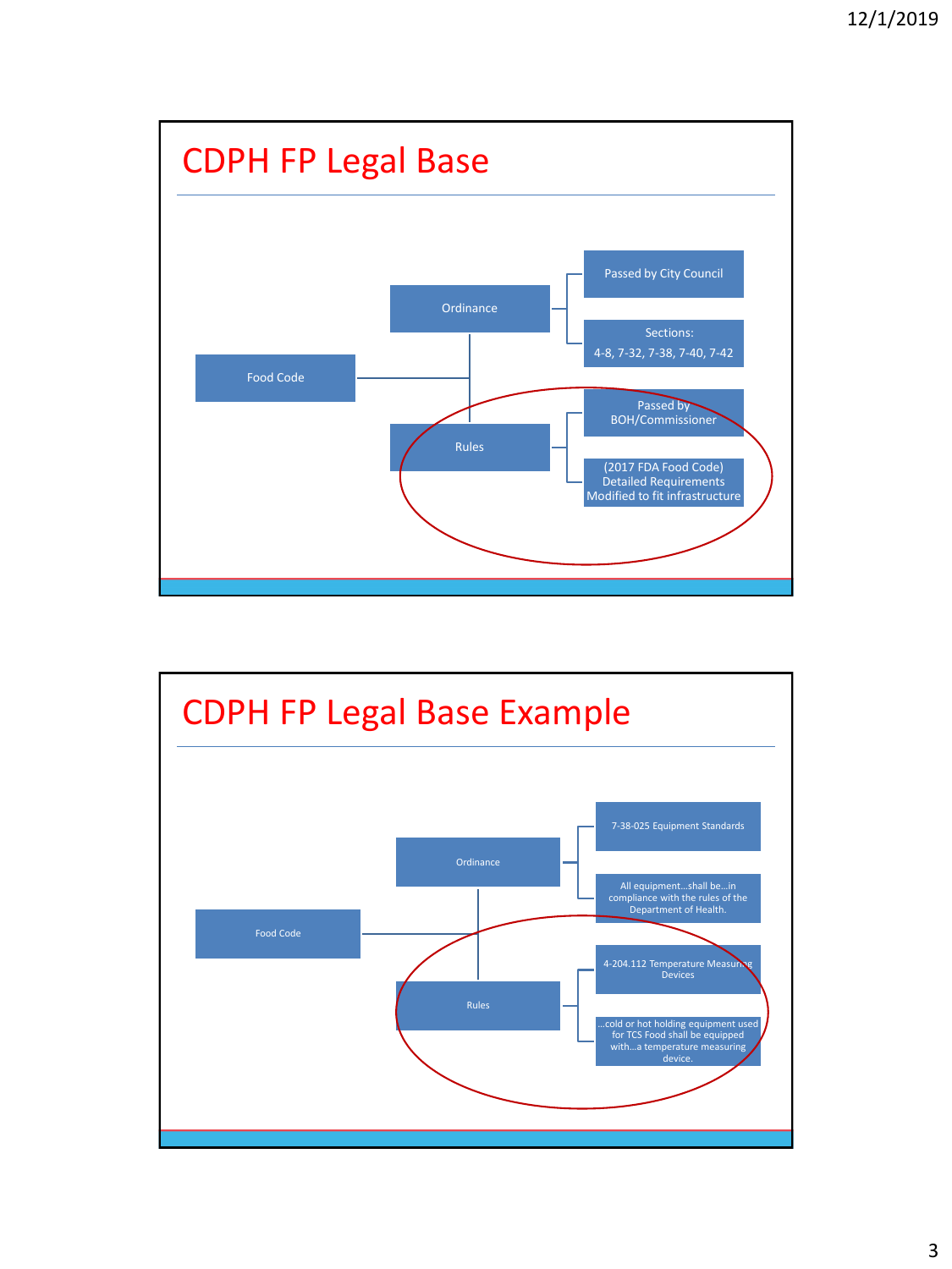## CDPH FP Legal Base

- Food Code
  - Ordinance
    - Passed by City Council
    - Sections: 4-8, 7-32, 7-38, 7-40, 7-42
  - Rules
    - Passed by BOH/Commissioner
    - (2017 FDA Food Code) Detailed Requirements Modified to fit infrastructure

## CDPH FP Legal Base Example

- Food Code
  - Ordinance
    - 7-38-025 Equipment Standards
    - All equipment…shall be…in compliance with the rules of the Department of Health.
  - Rules
    - 4-204.112 Temperature Measuring Devices
    - …cold or hot holding equipment used for TCS Food shall be equipped with…a temperature measuring device.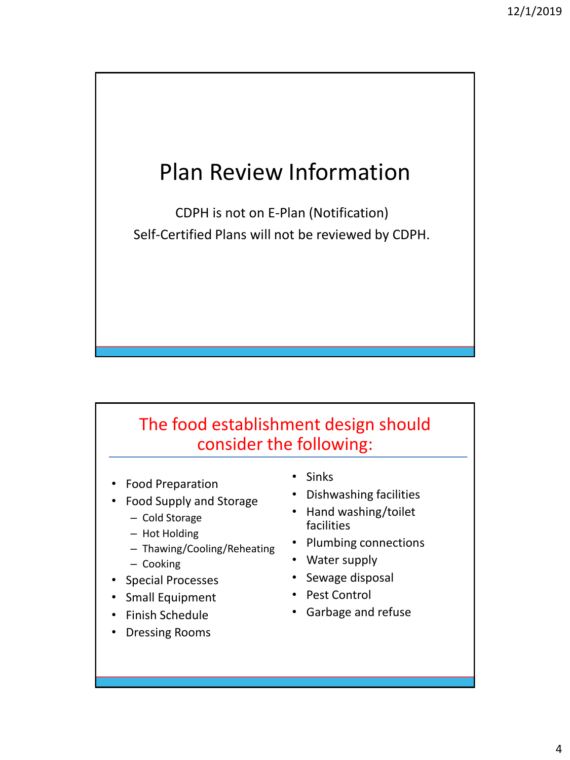# Plan Review Information

CDPH is not on E-Plan (Notification)

Self-Certified Plans will not be reviewed by CDPH.

## The food establishment design should consider the following:

- Food Preparation
- Food Supply and Storage
  - Cold Storage
  - Hot Holding
  - Thawing/Cooling/Reheating
  - Cooking
- Special Processes
- Small Equipment
- Finish Schedule
- Dressing Rooms
- Sinks
- Dishwashing facilities
- Hand washing/toilet facilities
- Plumbing connections
- Water supply
- Sewage disposal
- Pest Control
- Garbage and refuse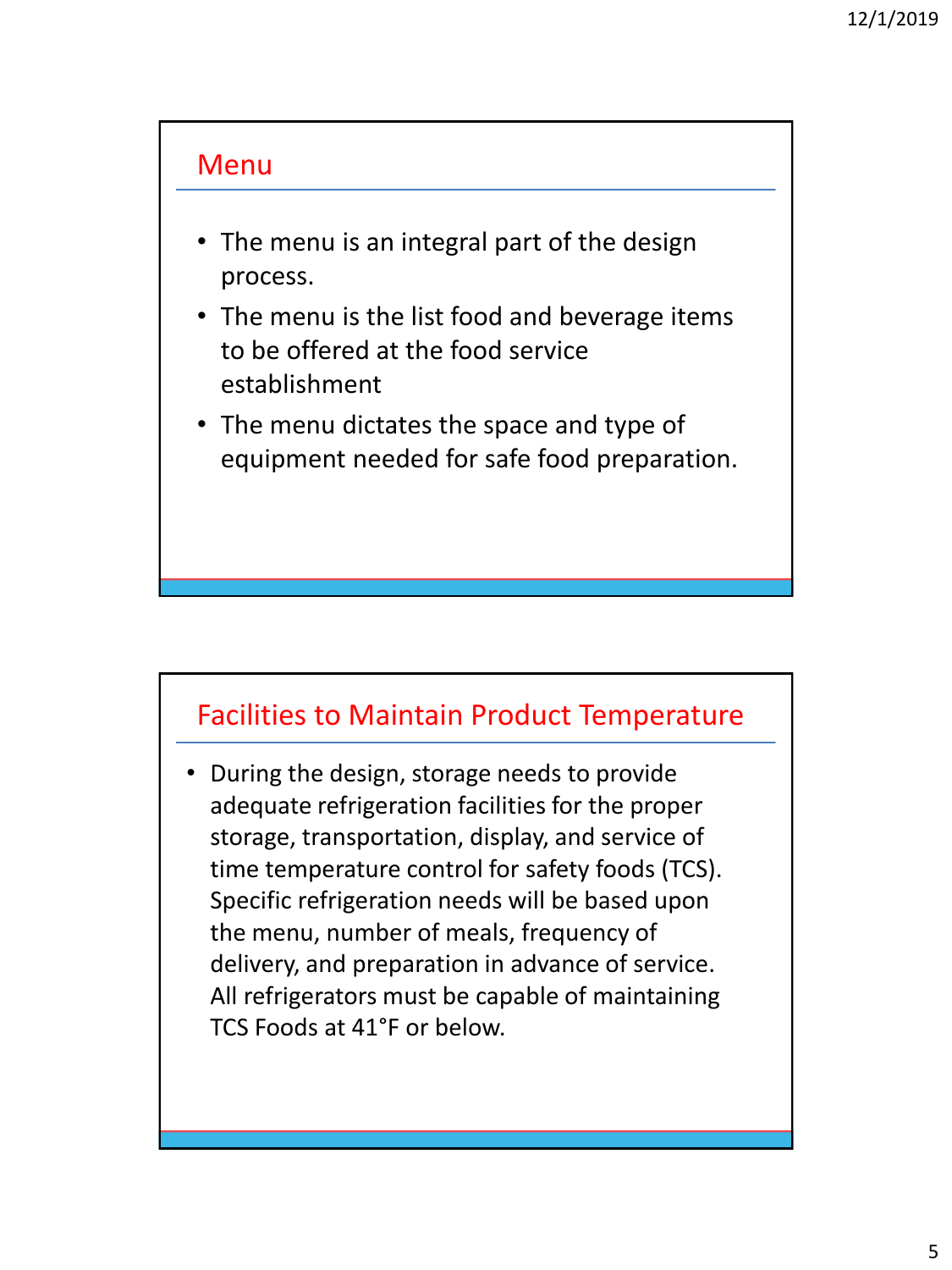## Menu

- The menu is an integral part of the design process.
- The menu is the list food and beverage items to be offered at the food service establishment
- The menu dictates the space and type of equipment needed for safe food preparation.

## Facilities to Maintain Product Temperature

- During the design, storage needs to provide adequate refrigeration facilities for the proper storage, transportation, display, and service of time temperature control for safety foods (TCS). Specific refrigeration needs will be based upon the menu, number of meals, frequency of delivery, and preparation in advance of service. All refrigerators must be capable of maintaining TCS Foods at 41°F or below.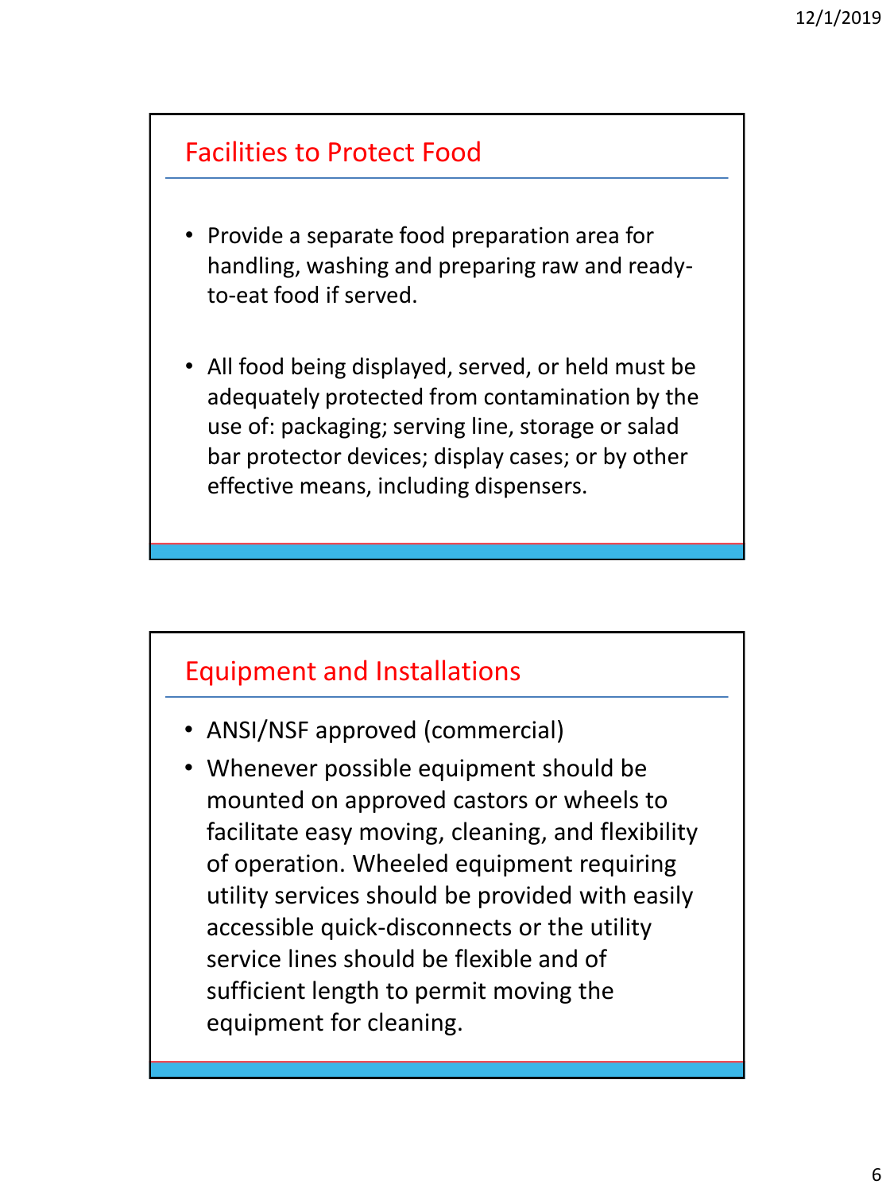## Facilities to Protect Food

- Provide a separate food preparation area for handling, washing and preparing raw and ready-to-eat food if served.
- All food being displayed, served, or held must be adequately protected from contamination by the use of: packaging; serving line, storage or salad bar protector devices; display cases; or by other effective means, including dispensers.

## Equipment and Installations

- ANSI/NSF approved (commercial)
- Whenever possible equipment should be mounted on approved castors or wheels to facilitate easy moving, cleaning, and flexibility of operation. Wheeled equipment requiring utility services should be provided with easily accessible quick-disconnects or the utility service lines should be flexible and of sufficient length to permit moving the equipment for cleaning.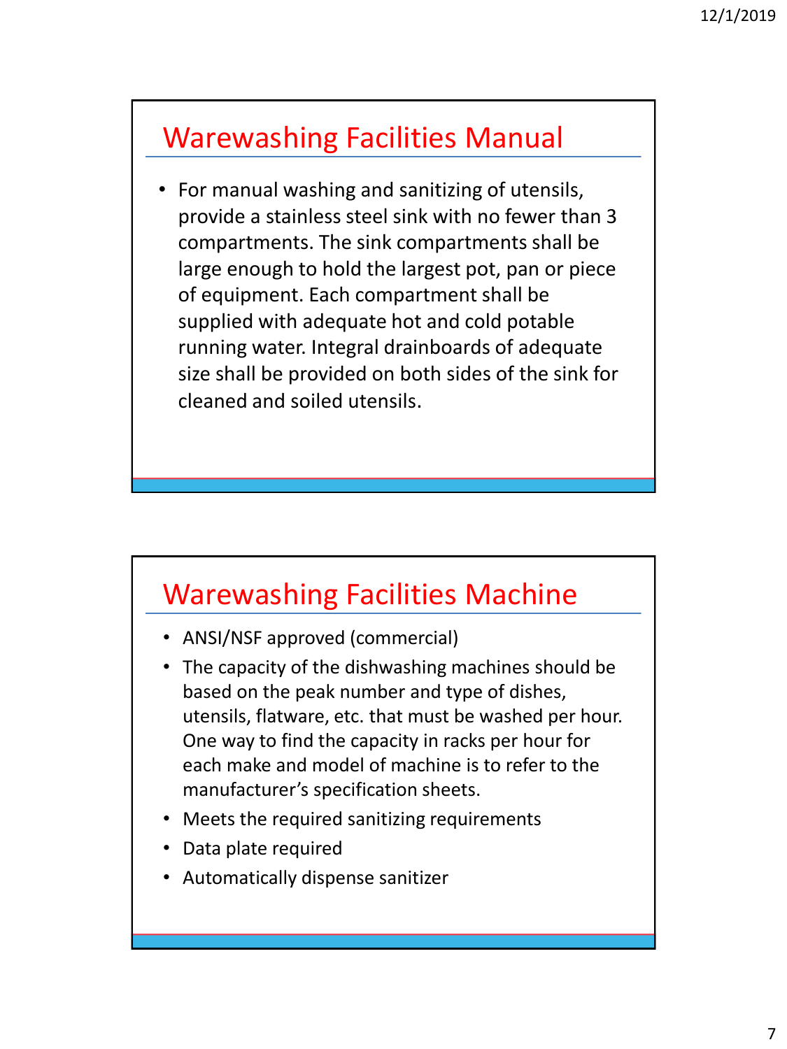## Warewashing Facilities Manual

- For manual washing and sanitizing of utensils, provide a stainless steel sink with no fewer than 3 compartments. The sink compartments shall be large enough to hold the largest pot, pan or piece of equipment. Each compartment shall be supplied with adequate hot and cold potable running water. Integral drainboards of adequate size shall be provided on both sides of the sink for cleaned and soiled utensils.

## Warewashing Facilities Machine

- ANSI/NSF approved (commercial)
- The capacity of the dishwashing machines should be based on the peak number and type of dishes, utensils, flatware, etc. that must be washed per hour. One way to find the capacity in racks per hour for each make and model of machine is to refer to the manufacturer's specification sheets.
- Meets the required sanitizing requirements
- Data plate required
- Automatically dispense sanitizer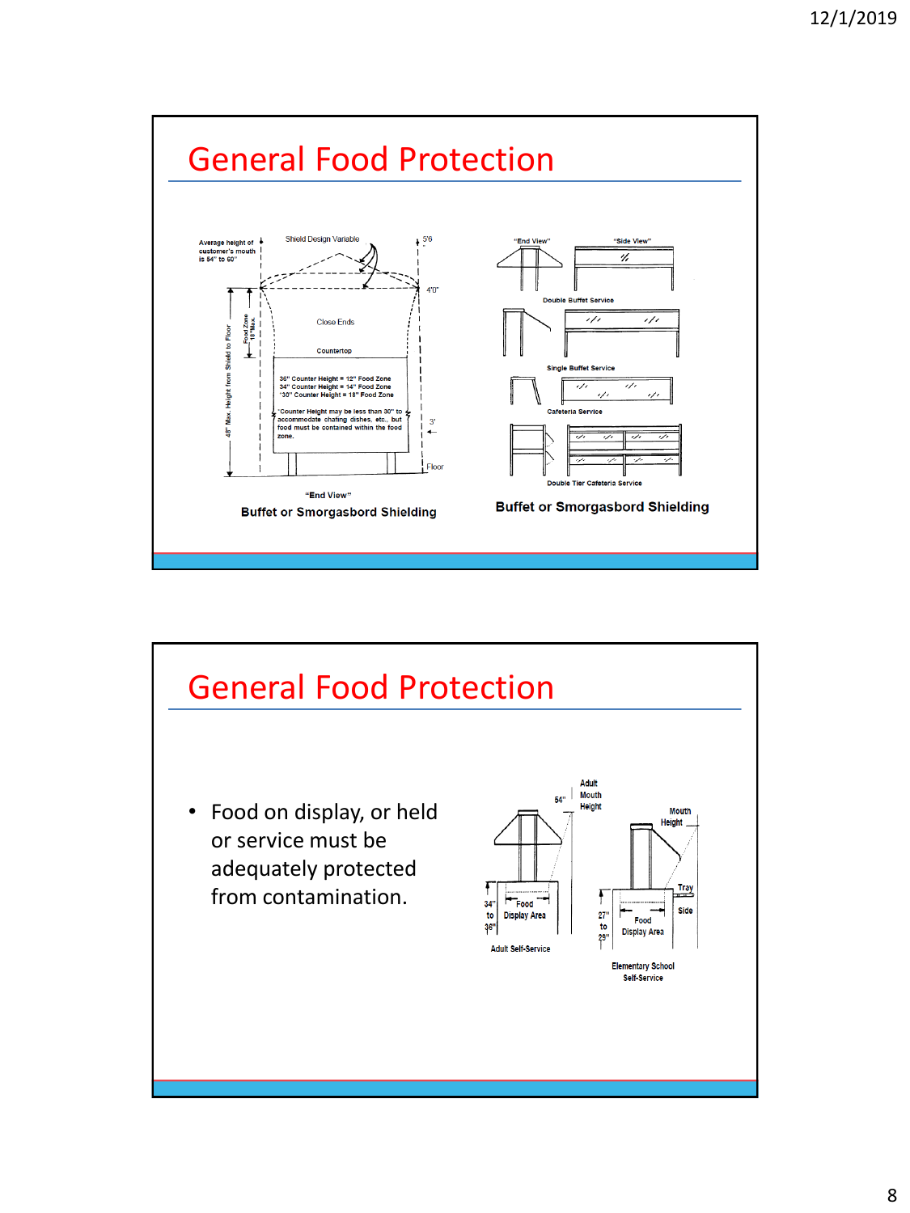# General Food Protection

Average height of customer's mouth is 54" to 60"

Shield Design Variable

5'6

4'0"

Close Ends

Countertop

36" Counter Height = 12" Food Zone
34" Counter Height = 14" Food Zone
*30" Counter Height = 18" Food Zone

*Counter Height may be less than 30" to accommodate chafing dishes, etc., but food must be contained within the food zone.

3'

Floor

Food Zone 18" Max.

48" Max. Height from Shield to Floor

"End View"

**Buffet or Smorgasbord Shielding**

"End View" "Side View"

Double Buffet Service

Single Buffet Service

Cafeteria Service

Double Tier Cafeteria Service

**Buffet or Smorgasbord Shielding**

# General Food Protection

- Food on display, or held or service must be adequately protected from contamination.

54" Adult Mouth Height

34" to 36" Food Display Area

Adult Self-Service

Mouth Height

Tray Side

27" to 29" Food Display Area

Elementary School Self-Service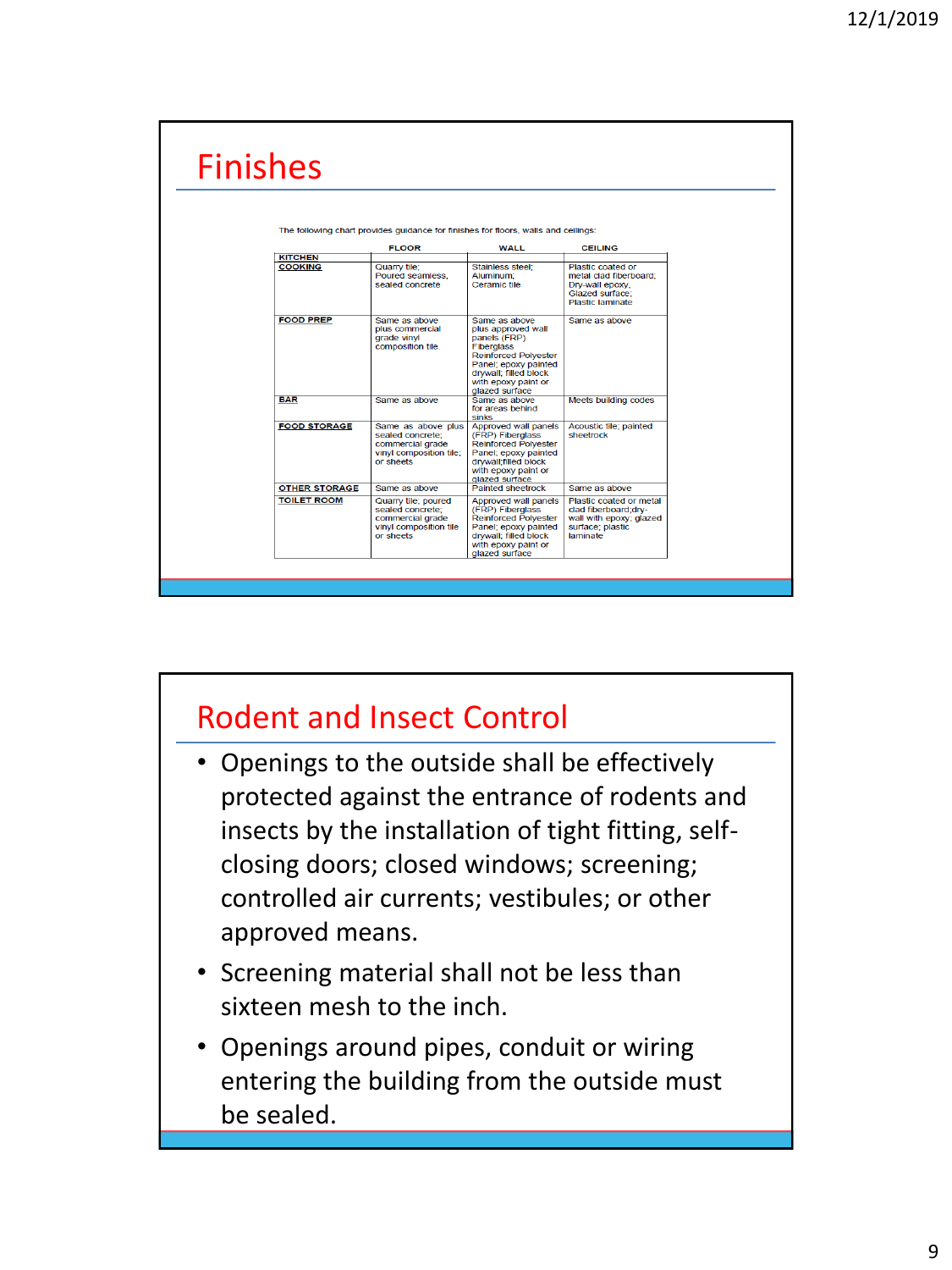## Finishes

The following chart provides guidance for finishes for floors, walls and ceilings:

| | FLOOR | WALL | CEILING |
|---|---|---|---|
| **KITCHEN** | | | |
| **COOKING** | Quarry tile; Poured seamless, sealed concrete | Stainless steel; Aluminum; Ceramic tile | Plastic coated or metal clad fiberboard; Dry-wall epoxy, Glazed surface; Plastic laminate |
| **FOOD PREP** | Same as above plus commercial grade vinyl composition tile. | Same as above plus approved wall panels (FRP) Fiberglass Reinforced Polyester Panel; epoxy painted drywall; filled block with epoxy paint or glazed surface | Same as above |
| **BAR** | Same as above | Same as above for areas behind sinks | Meets building codes |
| **FOOD STORAGE** | Same as above plus sealed concrete; commercial grade vinyl composition tile; or sheets | Approved wall panels (FRP) Fiberglass Reinforced Polyester Panel; epoxy painted drywall;filled block with epoxy paint or glazed surface | Acoustic tile; painted sheetrock |
| **OTHER STORAGE** | Same as above | Painted sheetrock | Same as above |
| **TOILET ROOM** | Quarry tile; poured sealed concrete; commercial grade vinyl composition tile or sheets | Approved wall panels (FRP) Fiberglass Reinforced Polyester Panel; epoxy painted drywall; filled block with epoxy paint or glazed surface | Plastic coated or metal clad fiberboard;dry-wall with epoxy; glazed surface; plastic laminate |

## Rodent and Insect Control

- Openings to the outside shall be effectively protected against the entrance of rodents and insects by the installation of tight fitting, self-closing doors; closed windows; screening; controlled air currents; vestibules; or other approved means.
- Screening material shall not be less than sixteen mesh to the inch.
- Openings around pipes, conduit or wiring entering the building from the outside must be sealed.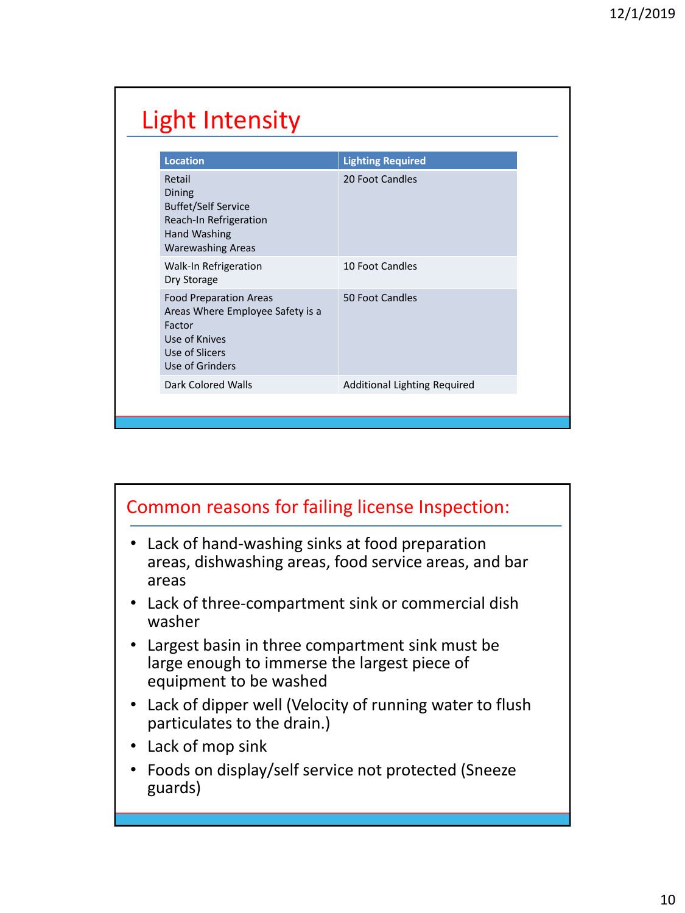## Light Intensity

| Location | Lighting Required |
| --- | --- |
| Retail<br>Dining<br>Buffet/Self Service<br>Reach-In Refrigeration<br>Hand Washing<br>Warewashing Areas | 20 Foot Candles |
| Walk-In Refrigeration<br>Dry Storage | 10 Foot Candles |
| Food Preparation Areas<br>Areas Where Employee Safety is a Factor<br>Use of Knives<br>Use of Slicers<br>Use of Grinders | 50 Foot Candles |
| Dark Colored Walls | Additional Lighting Required |

## Common reasons for failing license Inspection:

- Lack of hand-washing sinks at food preparation areas, dishwashing areas, food service areas, and bar areas
- Lack of three-compartment sink or commercial dish washer
- Largest basin in three compartment sink must be large enough to immerse the largest piece of equipment to be washed
- Lack of dipper well (Velocity of running water to flush particulates to the drain.)
- Lack of mop sink
- Foods on display/self service not protected (Sneeze guards)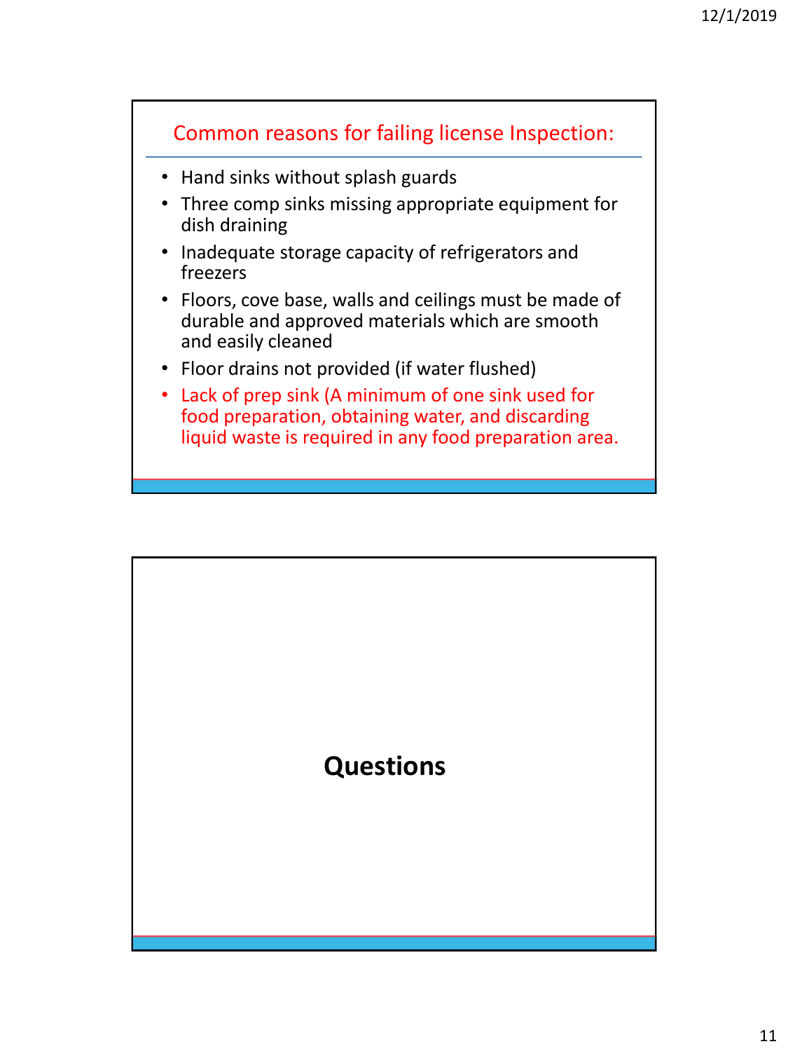## Common reasons for failing license Inspection:

- Hand sinks without splash guards
- Three comp sinks missing appropriate equipment for dish draining
- Inadequate storage capacity of refrigerators and freezers
- Floors, cove base, walls and ceilings must be made of durable and approved materials which are smooth and easily cleaned
- Floor drains not provided (if water flushed)
- Lack of prep sink (A minimum of one sink used for food preparation, obtaining water, and discarding liquid waste is required in any food preparation area.

## Questions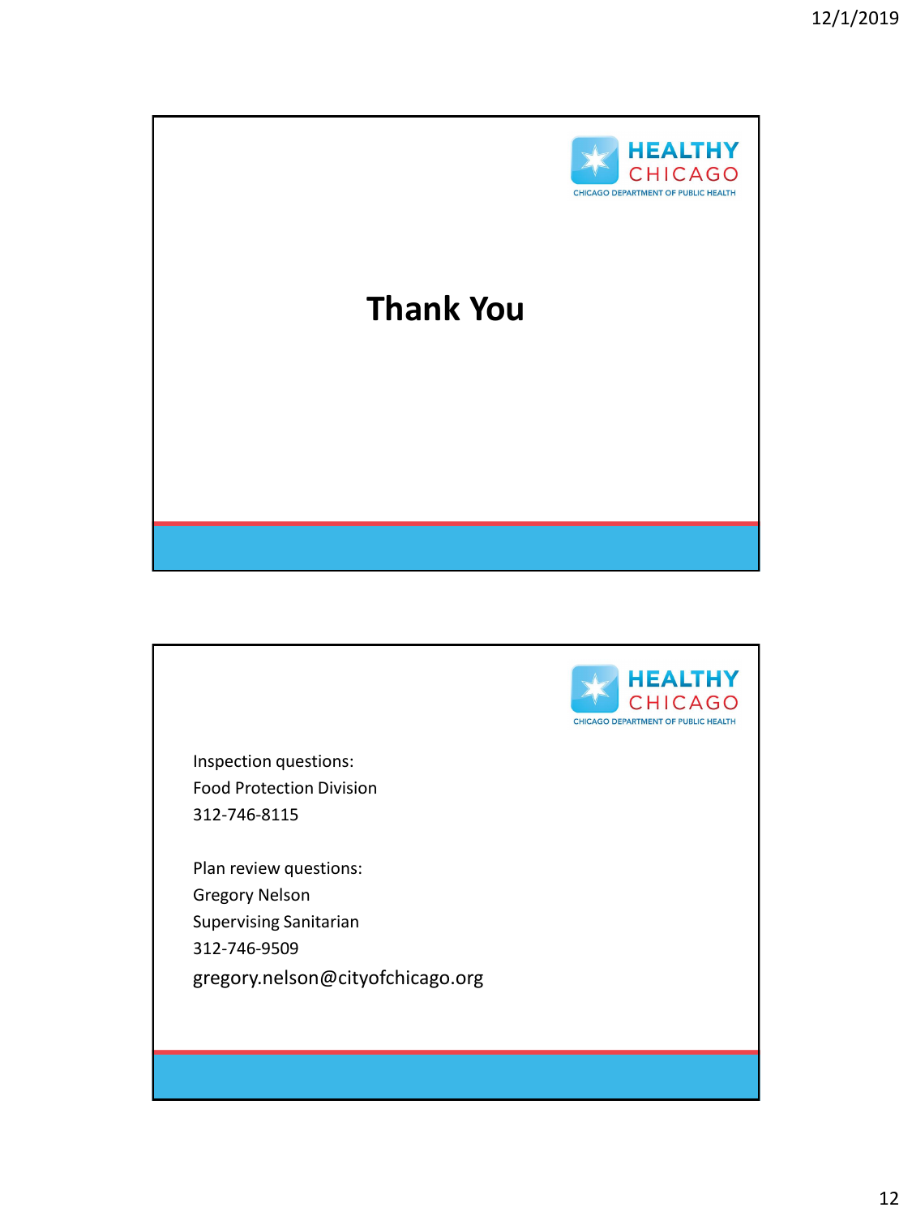HEALTHY CHICAGO
CHICAGO DEPARTMENT OF PUBLIC HEALTH

# Thank You

HEALTHY CHICAGO
CHICAGO DEPARTMENT OF PUBLIC HEALTH

Inspection questions:
Food Protection Division
312-746-8115

Plan review questions:
Gregory Nelson
Supervising Sanitarian
312-746-9509
gregory.nelson@cityofchicago.org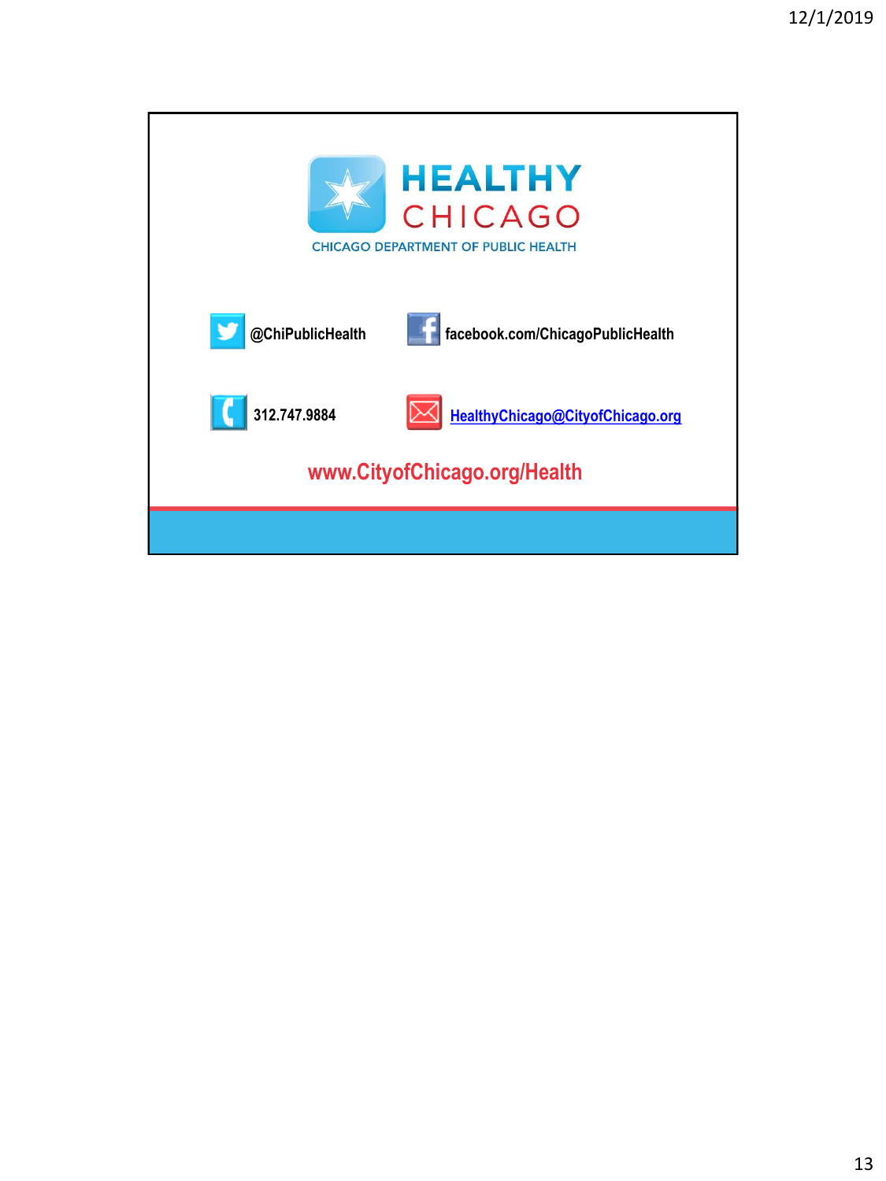# HEALTHY CHICAGO

CHICAGO DEPARTMENT OF PUBLIC HEALTH

@ChiPublicHealth

facebook.com/ChicagoPublicHealth

312.747.9884

HealthyChicago@CityofChicago.org

www.CityofChicago.org/Health